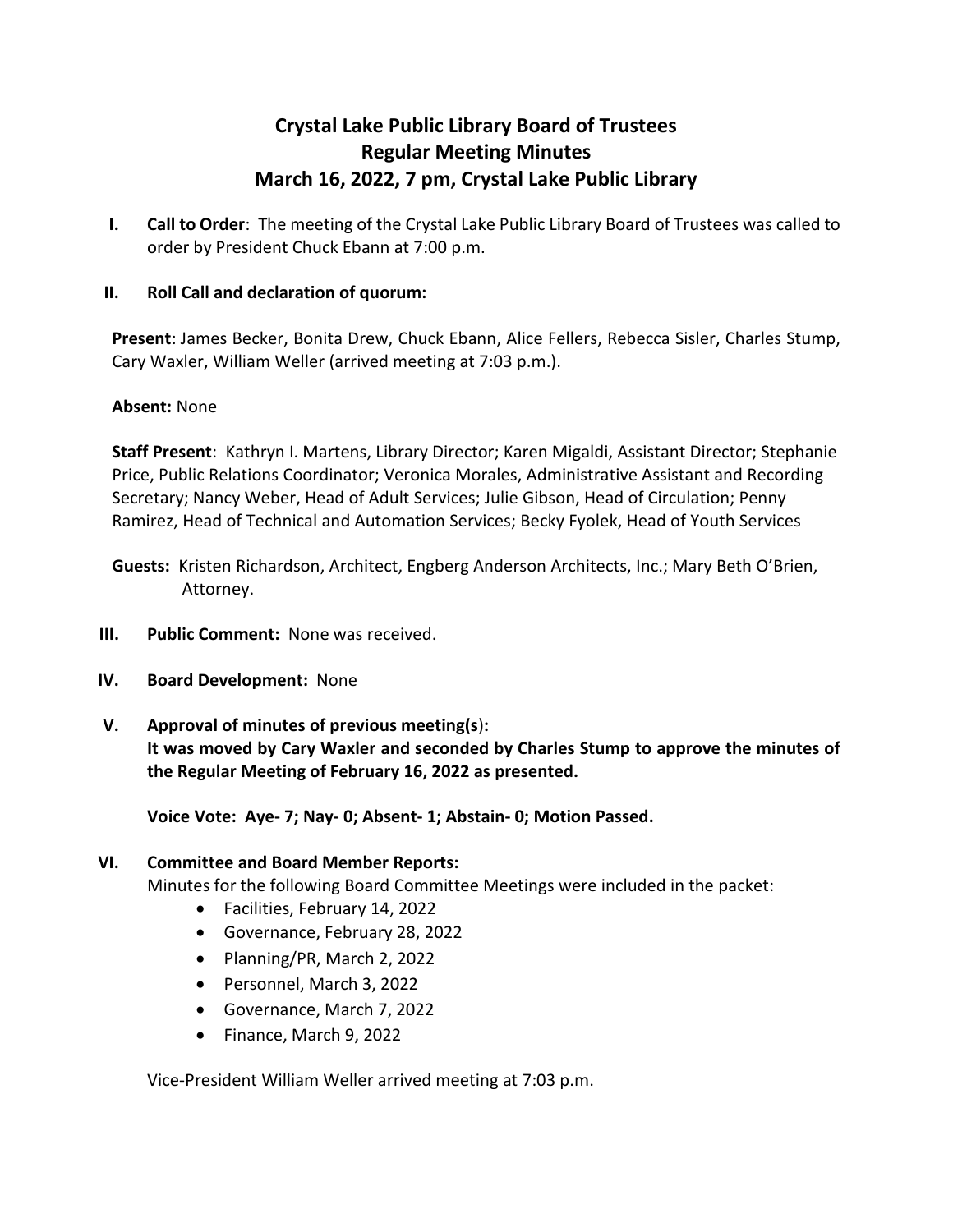# Crystal Lake Public Library Board of Trustees
# Regular Meeting Minutes
# March 16, 2022, 7 pm, Crystal Lake Public Library

**I. Call to Order**: The meeting of the Crystal Lake Public Library Board of Trustees was called to order by President Chuck Ebann at 7:00 p.m.

**II. Roll Call and declaration of quorum:**

**Present**: James Becker, Bonita Drew, Chuck Ebann, Alice Fellers, Rebecca Sisler, Charles Stump, Cary Waxler, William Weller (arrived meeting at 7:03 p.m.).

**Absent:** None

**Staff Present**: Kathryn I. Martens, Library Director; Karen Migaldi, Assistant Director; Stephanie Price, Public Relations Coordinator; Veronica Morales, Administrative Assistant and Recording Secretary; Nancy Weber, Head of Adult Services; Julie Gibson, Head of Circulation; Penny Ramirez, Head of Technical and Automation Services; Becky Fyolek, Head of Youth Services

**Guests:** Kristen Richardson, Architect, Engberg Anderson Architects, Inc.; Mary Beth O'Brien, Attorney.

**III. Public Comment:** None was received.

**IV. Board Development:** None

**V. Approval of minutes of previous meeting(s):**
**It was moved by Cary Waxler and seconded by Charles Stump to approve the minutes of the Regular Meeting of February 16, 2022 as presented.**

**Voice Vote: Aye- 7; Nay- 0; Absent- 1; Abstain- 0; Motion Passed.**

**VI. Committee and Board Member Reports:**
Minutes for the following Board Committee Meetings were included in the packet:

- Facilities, February 14, 2022
- Governance, February 28, 2022
- Planning/PR, March 2, 2022
- Personnel, March 3, 2022
- Governance, March 7, 2022
- Finance, March 9, 2022

Vice-President William Weller arrived meeting at 7:03 p.m.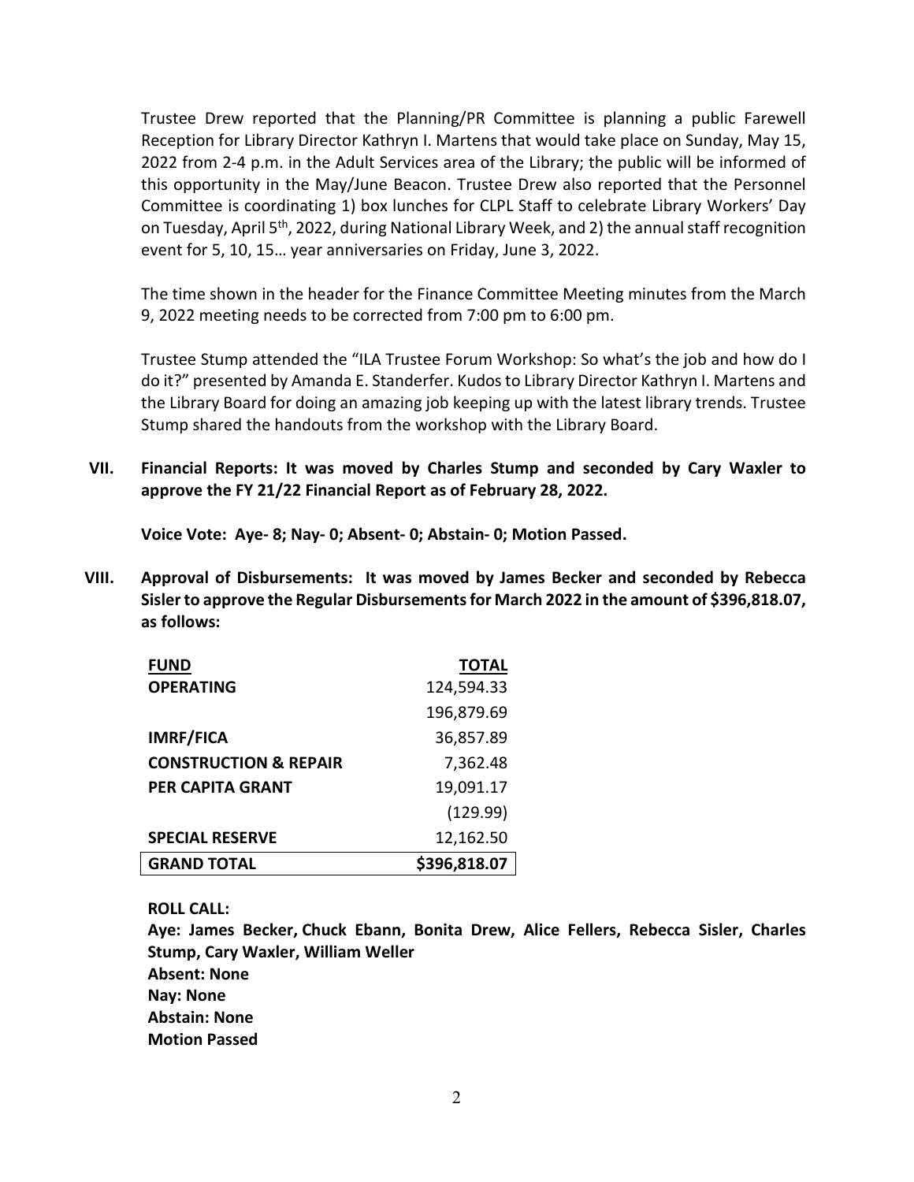Trustee Drew reported that the Planning/PR Committee is planning a public Farewell Reception for Library Director Kathryn I. Martens that would take place on Sunday, May 15, 2022 from 2-4 p.m. in the Adult Services area of the Library; the public will be informed of this opportunity in the May/June Beacon. Trustee Drew also reported that the Personnel Committee is coordinating 1) box lunches for CLPL Staff to celebrate Library Workers' Day on Tuesday, April 5th, 2022, during National Library Week, and 2) the annual staff recognition event for 5, 10, 15… year anniversaries on Friday, June 3, 2022.

The time shown in the header for the Finance Committee Meeting minutes from the March 9, 2022 meeting needs to be corrected from 7:00 pm to 6:00 pm.

Trustee Stump attended the "ILA Trustee Forum Workshop: So what's the job and how do I do it?" presented by Amanda E. Standerfer. Kudos to Library Director Kathryn I. Martens and the Library Board for doing an amazing job keeping up with the latest library trends. Trustee Stump shared the handouts from the workshop with the Library Board.

**VII. Financial Reports: It was moved by Charles Stump and seconded by Cary Waxler to approve the FY 21/22 Financial Report as of February 28, 2022.**

**Voice Vote: Aye- 8; Nay- 0; Absent- 0; Abstain- 0; Motion Passed.**

**VIII. Approval of Disbursements: It was moved by James Becker and seconded by Rebecca Sisler to approve the Regular Disbursements for March 2022 in the amount of $396,818.07, as follows:**

| FUND | TOTAL |
|---|---:|
| **OPERATING** | 124,594.33 |
| | 196,879.69 |
| **IMRF/FICA** | 36,857.89 |
| **CONSTRUCTION & REPAIR** | 7,362.48 |
| **PER CAPITA GRANT** | 19,091.17 |
| | (129.99) |
| **SPECIAL RESERVE** | 12,162.50 |
| **GRAND TOTAL** | **$396,818.07** |

**ROLL CALL:**
**Aye: James Becker, Chuck Ebann, Bonita Drew, Alice Fellers, Rebecca Sisler, Charles Stump, Cary Waxler, William Weller**
**Absent: None**
**Nay: None**
**Abstain: None**
**Motion Passed**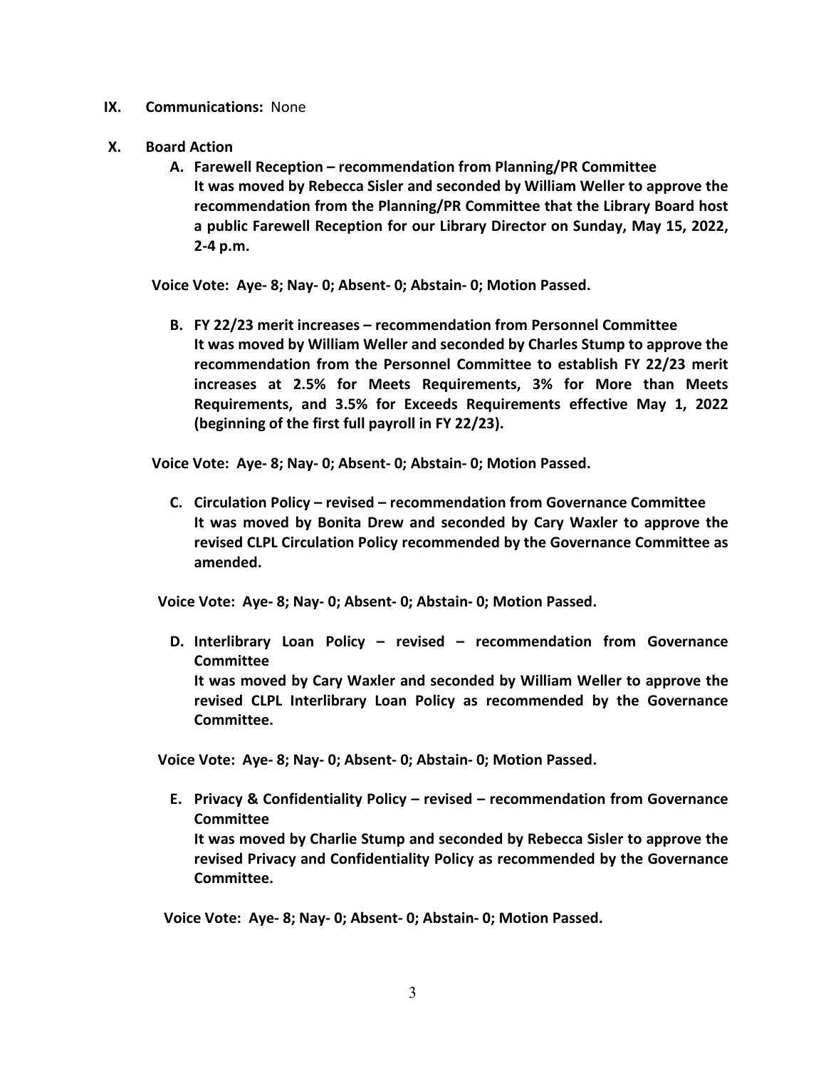**IX. Communications:** None

**X. Board Action**

**A. Farewell Reception – recommendation from Planning/PR Committee**
**It was moved by Rebecca Sisler and seconded by William Weller to approve the recommendation from the Planning/PR Committee that the Library Board host a public Farewell Reception for our Library Director on Sunday, May 15, 2022, 2-4 p.m.**

**Voice Vote: Aye- 8; Nay- 0; Absent- 0; Abstain- 0; Motion Passed.**

**B. FY 22/23 merit increases – recommendation from Personnel Committee**
**It was moved by William Weller and seconded by Charles Stump to approve the recommendation from the Personnel Committee to establish FY 22/23 merit increases at 2.5% for Meets Requirements, 3% for More than Meets Requirements, and 3.5% for Exceeds Requirements effective May 1, 2022 (beginning of the first full payroll in FY 22/23).**

**Voice Vote: Aye- 8; Nay- 0; Absent- 0; Abstain- 0; Motion Passed.**

**C. Circulation Policy – revised – recommendation from Governance Committee**
**It was moved by Bonita Drew and seconded by Cary Waxler to approve the revised CLPL Circulation Policy recommended by the Governance Committee as amended.**

**Voice Vote: Aye- 8; Nay- 0; Absent- 0; Abstain- 0; Motion Passed.**

**D. Interlibrary Loan Policy – revised – recommendation from Governance Committee**
**It was moved by Cary Waxler and seconded by William Weller to approve the revised CLPL Interlibrary Loan Policy as recommended by the Governance Committee.**

**Voice Vote: Aye- 8; Nay- 0; Absent- 0; Abstain- 0; Motion Passed.**

**E. Privacy & Confidentiality Policy – revised – recommendation from Governance Committee**
**It was moved by Charlie Stump and seconded by Rebecca Sisler to approve the revised Privacy and Confidentiality Policy as recommended by the Governance Committee.**

**Voice Vote: Aye- 8; Nay- 0; Absent- 0; Abstain- 0; Motion Passed.**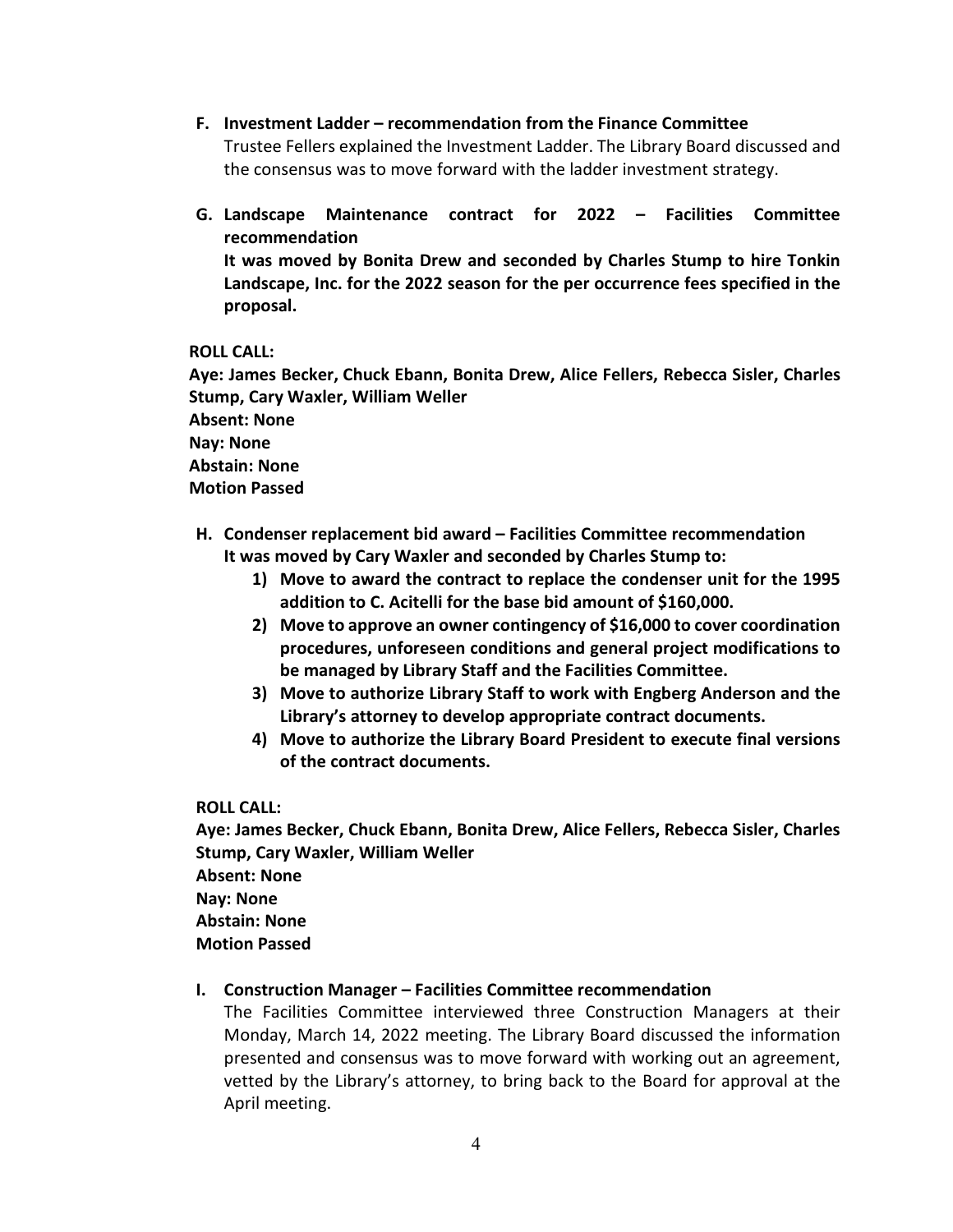F. **Investment Ladder – recommendation from the Finance Committee**
   Trustee Fellers explained the Investment Ladder. The Library Board discussed and the consensus was to move forward with the ladder investment strategy.

G. **Landscape Maintenance contract for 2022 – Facilities Committee recommendation**
   **It was moved by Bonita Drew and seconded by Charles Stump to hire Tonkin Landscape, Inc. for the 2022 season for the per occurrence fees specified in the proposal.**

**ROLL CALL:**
**Aye: James Becker, Chuck Ebann, Bonita Drew, Alice Fellers, Rebecca Sisler, Charles Stump, Cary Waxler, William Weller**
**Absent: None**
**Nay: None**
**Abstain: None**
**Motion Passed**

H. **Condenser replacement bid award – Facilities Committee recommendation**
   **It was moved by Cary Waxler and seconded by Charles Stump to:**
   1) **Move to award the contract to replace the condenser unit for the 1995 addition to C. Acitelli for the base bid amount of $160,000.**
   2) **Move to approve an owner contingency of $16,000 to cover coordination procedures, unforeseen conditions and general project modifications to be managed by Library Staff and the Facilities Committee.**
   3) **Move to authorize Library Staff to work with Engberg Anderson and the Library's attorney to develop appropriate contract documents.**
   4) **Move to authorize the Library Board President to execute final versions of the contract documents.**

**ROLL CALL:**
**Aye: James Becker, Chuck Ebann, Bonita Drew, Alice Fellers, Rebecca Sisler, Charles Stump, Cary Waxler, William Weller**
**Absent: None**
**Nay: None**
**Abstain: None**
**Motion Passed**

I. **Construction Manager – Facilities Committee recommendation**
   The Facilities Committee interviewed three Construction Managers at their Monday, March 14, 2022 meeting. The Library Board discussed the information presented and consensus was to move forward with working out an agreement, vetted by the Library's attorney, to bring back to the Board for approval at the April meeting.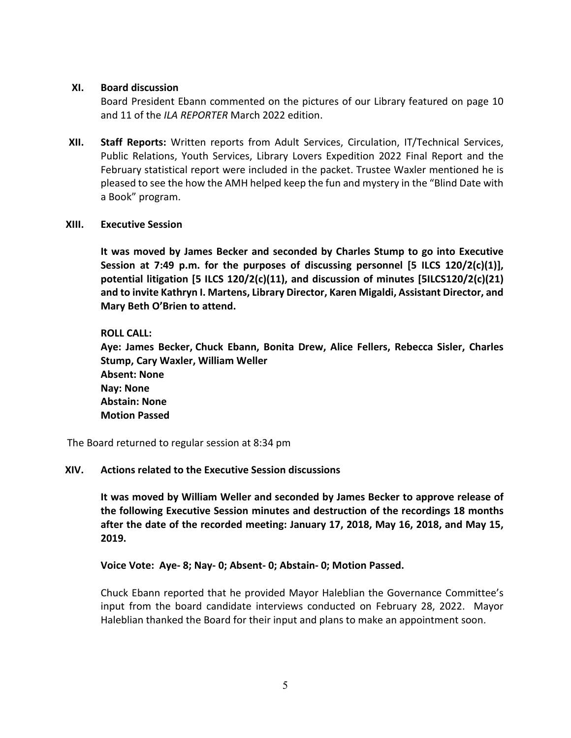**XI. Board discussion**

Board President Ebann commented on the pictures of our Library featured on page 10 and 11 of the *ILA REPORTER* March 2022 edition.

**XII. Staff Reports:** Written reports from Adult Services, Circulation, IT/Technical Services, Public Relations, Youth Services, Library Lovers Expedition 2022 Final Report and the February statistical report were included in the packet. Trustee Waxler mentioned he is pleased to see the how the AMH helped keep the fun and mystery in the "Blind Date with a Book" program.

**XIII. Executive Session**

**It was moved by James Becker and seconded by Charles Stump to go into Executive Session at 7:49 p.m. for the purposes of discussing personnel [5 ILCS 120/2(c)(1)], potential litigation [5 ILCS 120/2(c)(11), and discussion of minutes [5ILCS120/2(c)(21) and to invite Kathryn I. Martens, Library Director, Karen Migaldi, Assistant Director, and Mary Beth O'Brien to attend.**

**ROLL CALL:**
**Aye: James Becker, Chuck Ebann, Bonita Drew, Alice Fellers, Rebecca Sisler, Charles Stump, Cary Waxler, William Weller**
**Absent: None**
**Nay: None**
**Abstain: None**
**Motion Passed**

The Board returned to regular session at 8:34 pm

**XIV. Actions related to the Executive Session discussions**

**It was moved by William Weller and seconded by James Becker to approve release of the following Executive Session minutes and destruction of the recordings 18 months after the date of the recorded meeting: January 17, 2018, May 16, 2018, and May 15, 2019.**

**Voice Vote: Aye- 8; Nay- 0; Absent- 0; Abstain- 0; Motion Passed.**

Chuck Ebann reported that he provided Mayor Haleblian the Governance Committee's input from the board candidate interviews conducted on February 28, 2022. Mayor Haleblian thanked the Board for their input and plans to make an appointment soon.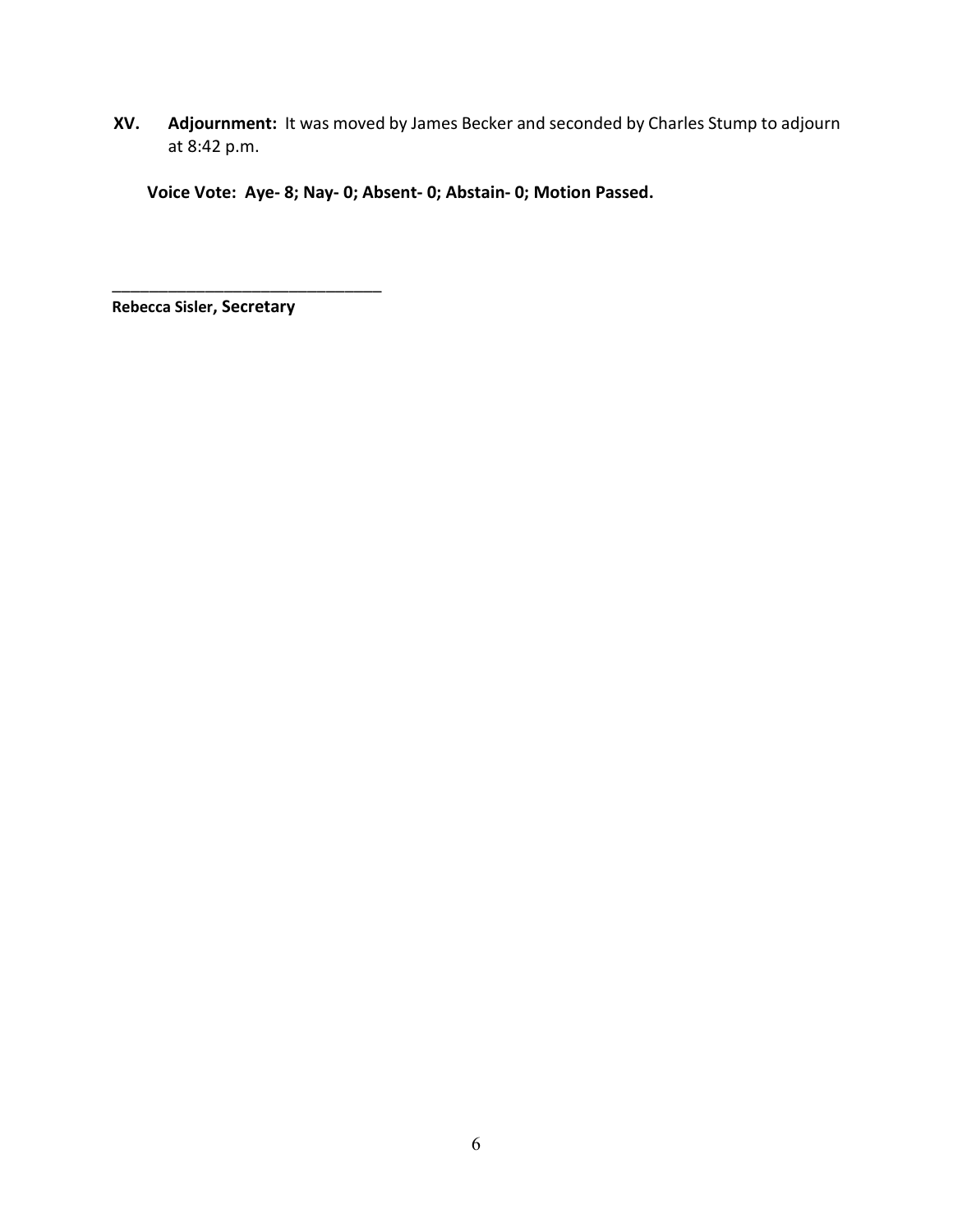**XV. Adjournment:** It was moved by James Becker and seconded by Charles Stump to adjourn at 8:42 p.m.

**Voice Vote: Aye- 8; Nay- 0; Absent- 0; Abstain- 0; Motion Passed.**

______________________________

**Rebecca Sisler, Secretary**